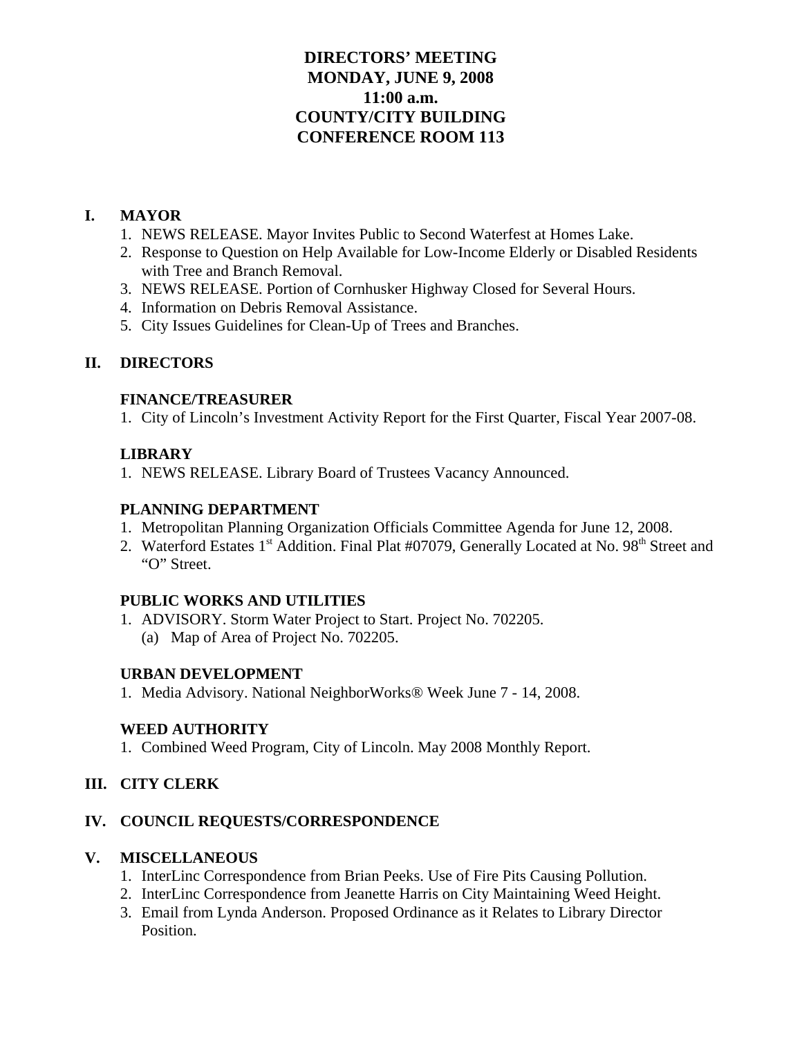# DIRECTORS' MEETING
# MONDAY, JUNE 9, 2008
# 11:00 a.m.
# COUNTY/CITY BUILDING
# CONFERENCE ROOM 113

## I. MAYOR

1. NEWS RELEASE. Mayor Invites Public to Second Waterfest at Homes Lake.
2. Response to Question on Help Available for Low-Income Elderly or Disabled Residents with Tree and Branch Removal.
3. NEWS RELEASE. Portion of Cornhusker Highway Closed for Several Hours.
4. Information on Debris Removal Assistance.
5. City Issues Guidelines for Clean-Up of Trees and Branches.

## II. DIRECTORS

### FINANCE/TREASURER

1. City of Lincoln's Investment Activity Report for the First Quarter, Fiscal Year 2007-08.

### LIBRARY

1. NEWS RELEASE. Library Board of Trustees Vacancy Announced.

### PLANNING DEPARTMENT

1. Metropolitan Planning Organization Officials Committee Agenda for June 12, 2008.
2. Waterford Estates 1st Addition. Final Plat #07079, Generally Located at No. 98th Street and "O" Street.

### PUBLIC WORKS AND UTILITIES

1. ADVISORY. Storm Water Project to Start. Project No. 702205.
   (a) Map of Area of Project No. 702205.

### URBAN DEVELOPMENT

1. Media Advisory. National NeighborWorks® Week June 7 - 14, 2008.

### WEED AUTHORITY

1. Combined Weed Program, City of Lincoln. May 2008 Monthly Report.

## III. CITY CLERK

## IV. COUNCIL REQUESTS/CORRESPONDENCE

## V. MISCELLANEOUS

1. InterLinc Correspondence from Brian Peeks. Use of Fire Pits Causing Pollution.
2. InterLinc Correspondence from Jeanette Harris on City Maintaining Weed Height.
3. Email from Lynda Anderson. Proposed Ordinance as it Relates to Library Director Position.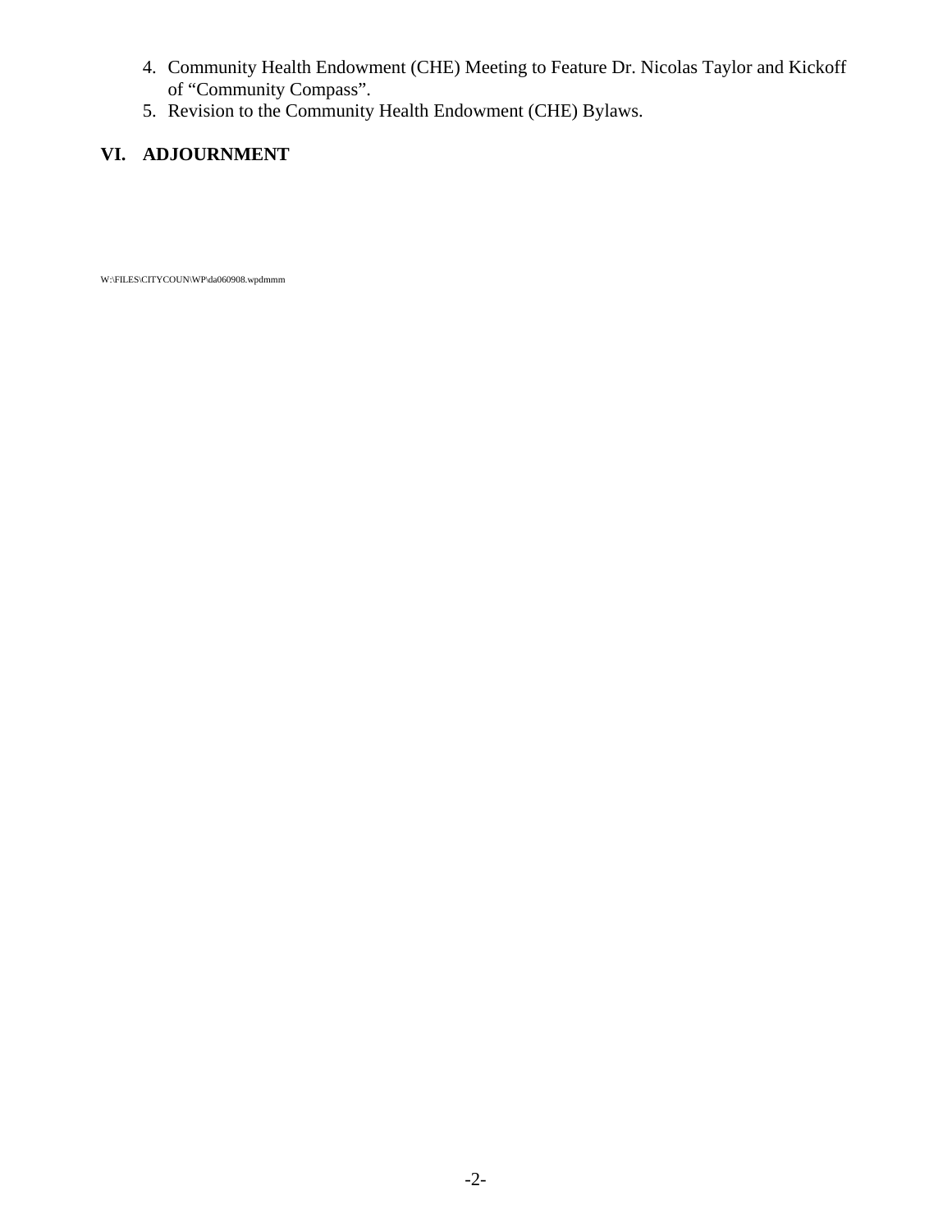4. Community Health Endowment (CHE) Meeting to Feature Dr. Nicolas Taylor and Kickoff of “Community Compass”.
5. Revision to the Community Health Endowment (CHE) Bylaws.

## VI. ADJOURNMENT

W:\FILES\CITYCOUN\WP\da060908.wpdmmm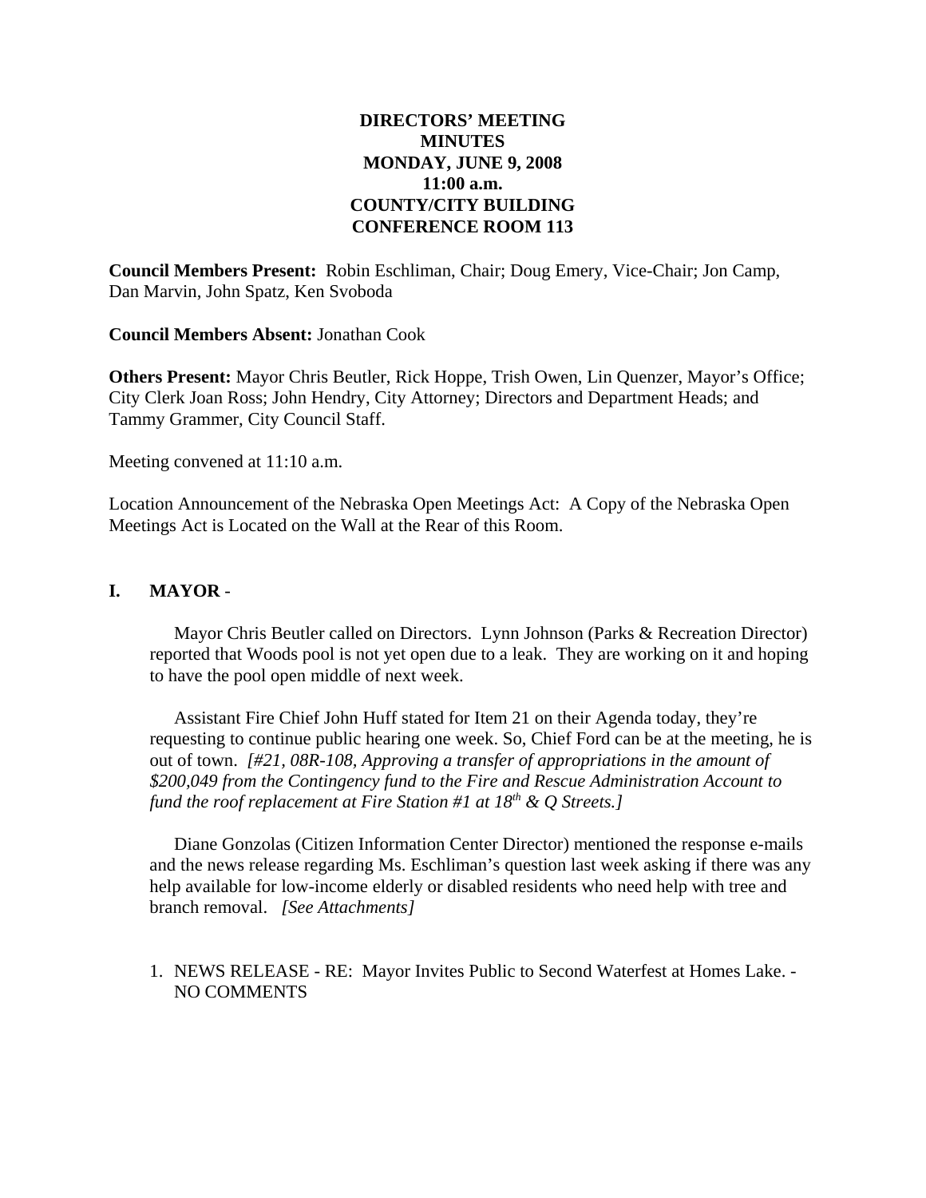**DIRECTORS' MEETING**
**MINUTES**
**MONDAY, JUNE 9, 2008**
**11:00 a.m.**
**COUNTY/CITY BUILDING**
**CONFERENCE ROOM 113**

**Council Members Present:** Robin Eschliman, Chair; Doug Emery, Vice-Chair; Jon Camp, Dan Marvin, John Spatz, Ken Svoboda

**Council Members Absent:** Jonathan Cook

**Others Present:** Mayor Chris Beutler, Rick Hoppe, Trish Owen, Lin Quenzer, Mayor's Office; City Clerk Joan Ross; John Hendry, City Attorney; Directors and Department Heads; and Tammy Grammer, City Council Staff.

Meeting convened at 11:10 a.m.

Location Announcement of the Nebraska Open Meetings Act: A Copy of the Nebraska Open Meetings Act is Located on the Wall at the Rear of this Room.

## I. MAYOR -

Mayor Chris Beutler called on Directors. Lynn Johnson (Parks & Recreation Director) reported that Woods pool is not yet open due to a leak. They are working on it and hoping to have the pool open middle of next week.

Assistant Fire Chief John Huff stated for Item 21 on their Agenda today, they're requesting to continue public hearing one week. So, Chief Ford can be at the meeting, he is out of town. *[#21, 08R-108, Approving a transfer of appropriations in the amount of $200,049 from the Contingency fund to the Fire and Rescue Administration Account to fund the roof replacement at Fire Station #1 at 18th & Q Streets.]*

Diane Gonzolas (Citizen Information Center Director) mentioned the response e-mails and the news release regarding Ms. Eschliman's question last week asking if there was any help available for low-income elderly or disabled residents who need help with tree and branch removal. *[See Attachments]*

1. NEWS RELEASE - RE: Mayor Invites Public to Second Waterfest at Homes Lake. - NO COMMENTS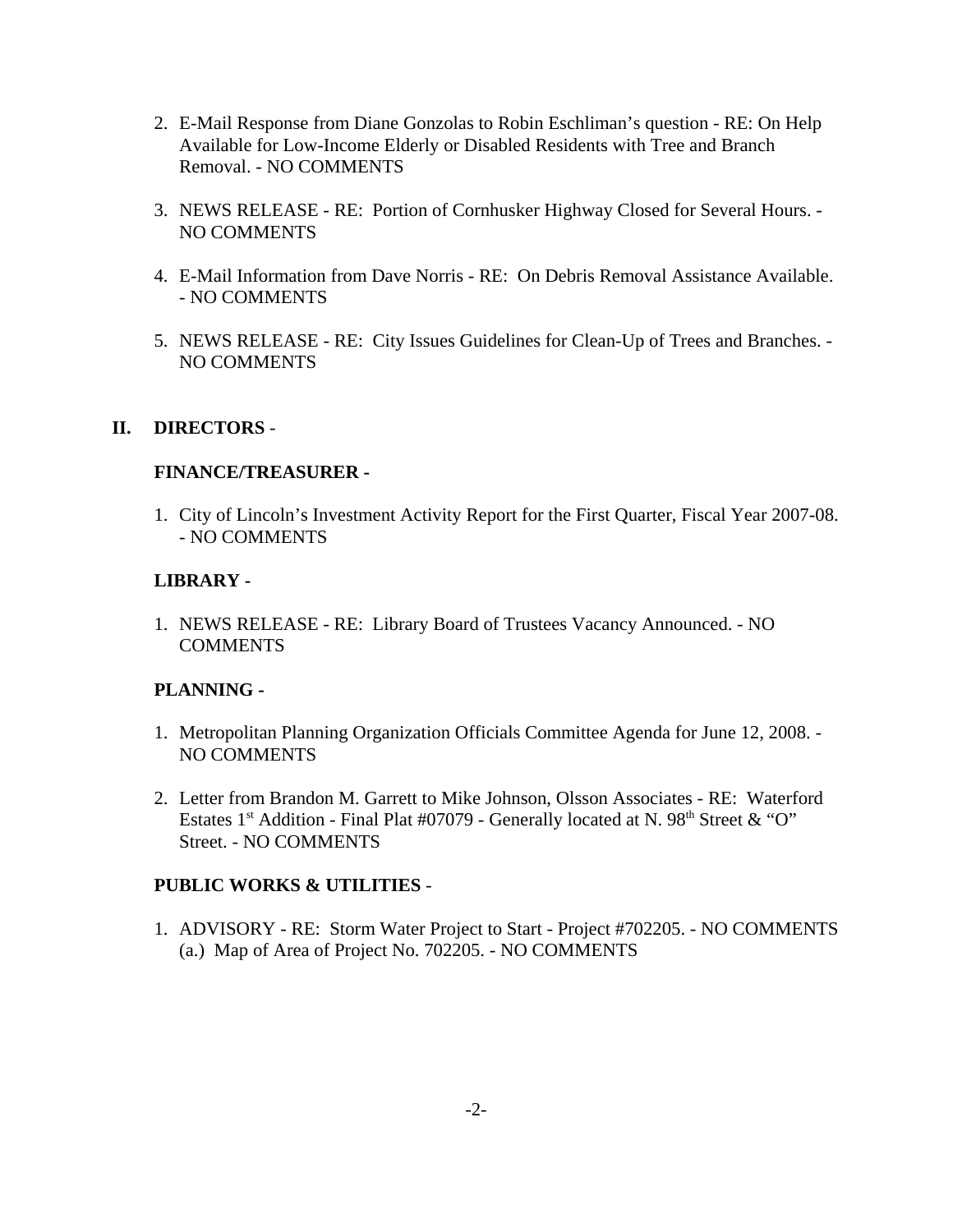2. E-Mail Response from Diane Gonzolas to Robin Eschliman's question - RE: On Help Available for Low-Income Elderly or Disabled Residents with Tree and Branch Removal. - NO COMMENTS

3. NEWS RELEASE - RE: Portion of Cornhusker Highway Closed for Several Hours. - NO COMMENTS

4. E-Mail Information from Dave Norris - RE: On Debris Removal Assistance Available. - NO COMMENTS

5. NEWS RELEASE - RE: City Issues Guidelines for Clean-Up of Trees and Branches. - NO COMMENTS

## II. DIRECTORS -

### FINANCE/TREASURER -

1. City of Lincoln's Investment Activity Report for the First Quarter, Fiscal Year 2007-08. - NO COMMENTS

### LIBRARY -

1. NEWS RELEASE - RE: Library Board of Trustees Vacancy Announced. - NO COMMENTS

### PLANNING -

1. Metropolitan Planning Organization Officials Committee Agenda for June 12, 2008. - NO COMMENTS

2. Letter from Brandon M. Garrett to Mike Johnson, Olsson Associates - RE: Waterford Estates 1st Addition - Final Plat #07079 - Generally located at N. 98th Street & "O" Street. - NO COMMENTS

### PUBLIC WORKS & UTILITIES -

1. ADVISORY - RE: Storm Water Project to Start - Project #702205. - NO COMMENTS
   (a.) Map of Area of Project No. 702205. - NO COMMENTS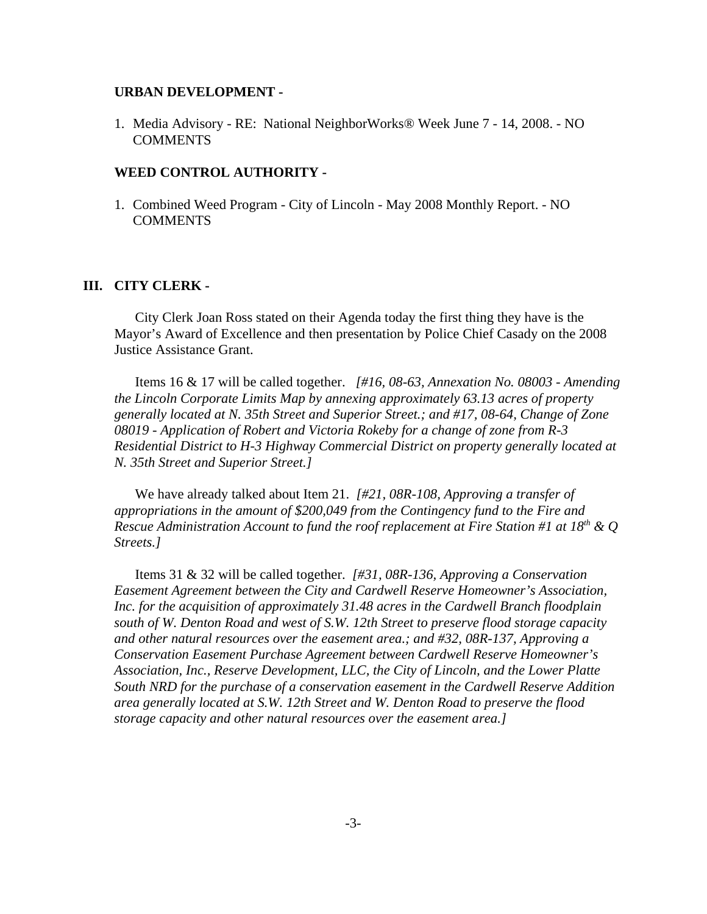**URBAN DEVELOPMENT -**

1. Media Advisory - RE: National NeighborWorks® Week June 7 - 14, 2008. - NO COMMENTS

**WEED CONTROL AUTHORITY -**

1. Combined Weed Program - City of Lincoln - May 2008 Monthly Report. - NO COMMENTS

## III. CITY CLERK -

City Clerk Joan Ross stated on their Agenda today the first thing they have is the Mayor's Award of Excellence and then presentation by Police Chief Casady on the 2008 Justice Assistance Grant.

Items 16 & 17 will be called together. *[#16, 08-63, Annexation No. 08003 - Amending the Lincoln Corporate Limits Map by annexing approximately 63.13 acres of property generally located at N. 35th Street and Superior Street.; and #17, 08-64, Change of Zone 08019 - Application of Robert and Victoria Rokeby for a change of zone from R-3 Residential District to H-3 Highway Commercial District on property generally located at N. 35th Street and Superior Street.]*

We have already talked about Item 21. *[#21, 08R-108, Approving a transfer of appropriations in the amount of $200,049 from the Contingency fund to the Fire and Rescue Administration Account to fund the roof replacement at Fire Station #1 at 18th & Q Streets.]*

Items 31 & 32 will be called together. *[#31, 08R-136, Approving a Conservation Easement Agreement between the City and Cardwell Reserve Homeowner's Association, Inc. for the acquisition of approximately 31.48 acres in the Cardwell Branch floodplain south of W. Denton Road and west of S.W. 12th Street to preserve flood storage capacity and other natural resources over the easement area.; and #32, 08R-137, Approving a Conservation Easement Purchase Agreement between Cardwell Reserve Homeowner's Association, Inc., Reserve Development, LLC, the City of Lincoln, and the Lower Platte South NRD for the purchase of a conservation easement in the Cardwell Reserve Addition area generally located at S.W. 12th Street and W. Denton Road to preserve the flood storage capacity and other natural resources over the easement area.]*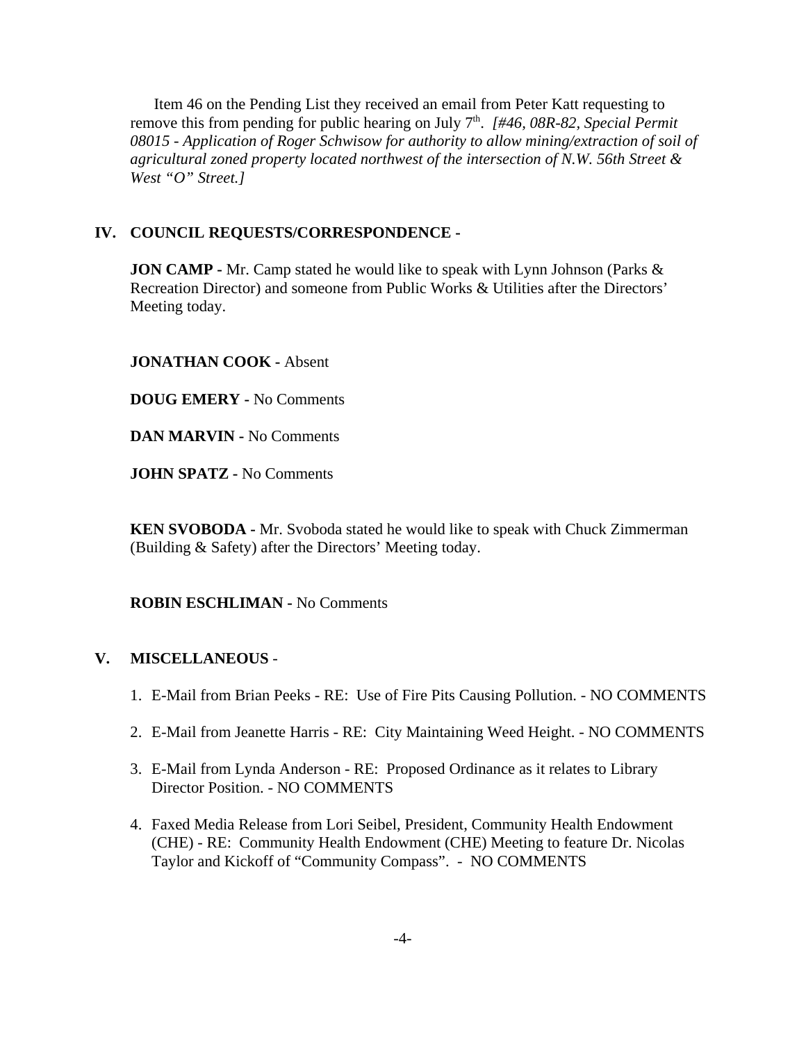Item 46 on the Pending List they received an email from Peter Katt requesting to remove this from pending for public hearing on July 7th. *[#46, 08R-82, Special Permit 08015 - Application of Roger Schwisow for authority to allow mining/extraction of soil of agricultural zoned property located northwest of the intersection of N.W. 56th Street & West "O" Street.]*

## IV. COUNCIL REQUESTS/CORRESPONDENCE -

**JON CAMP -** Mr. Camp stated he would like to speak with Lynn Johnson (Parks & Recreation Director) and someone from Public Works & Utilities after the Directors' Meeting today.

**JONATHAN COOK -** Absent

**DOUG EMERY -** No Comments

**DAN MARVIN -** No Comments

**JOHN SPATZ -** No Comments

**KEN SVOBODA -** Mr. Svoboda stated he would like to speak with Chuck Zimmerman (Building & Safety) after the Directors' Meeting today.

**ROBIN ESCHLIMAN -** No Comments

## V. MISCELLANEOUS -

1. E-Mail from Brian Peeks - RE: Use of Fire Pits Causing Pollution. - NO COMMENTS
2. E-Mail from Jeanette Harris - RE: City Maintaining Weed Height. - NO COMMENTS
3. E-Mail from Lynda Anderson - RE: Proposed Ordinance as it relates to Library Director Position. - NO COMMENTS
4. Faxed Media Release from Lori Seibel, President, Community Health Endowment (CHE) - RE: Community Health Endowment (CHE) Meeting to feature Dr. Nicolas Taylor and Kickoff of "Community Compass". - NO COMMENTS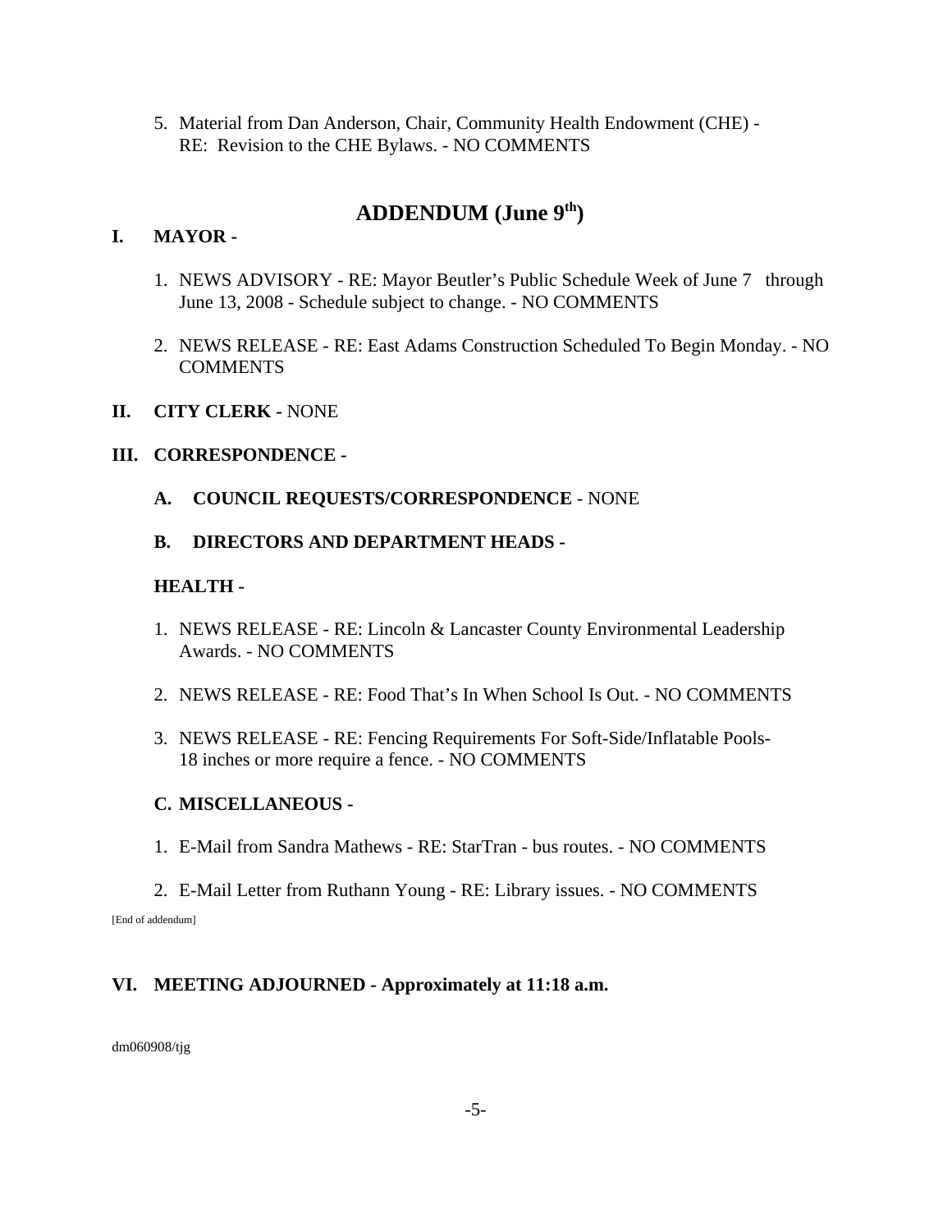5. Material from Dan Anderson, Chair, Community Health Endowment (CHE) - RE: Revision to the CHE Bylaws. - NO COMMENTS

## ADDENDUM (June 9th)

**I. MAYOR -**

1. NEWS ADVISORY - RE: Mayor Beutler's Public Schedule Week of June 7 through June 13, 2008 - Schedule subject to change. - NO COMMENTS

2. NEWS RELEASE - RE: East Adams Construction Scheduled To Begin Monday. - NO COMMENTS

**II. CITY CLERK -** NONE

**III. CORRESPONDENCE -**

**A. COUNCIL REQUESTS/CORRESPONDENCE** - NONE

**B. DIRECTORS AND DEPARTMENT HEADS -**

**HEALTH -**

1. NEWS RELEASE - RE: Lincoln & Lancaster County Environmental Leadership Awards. - NO COMMENTS

2. NEWS RELEASE - RE: Food That's In When School Is Out. - NO COMMENTS

3. NEWS RELEASE - RE: Fencing Requirements For Soft-Side/Inflatable Pools- 18 inches or more require a fence. - NO COMMENTS

**C. MISCELLANEOUS -**

1. E-Mail from Sandra Mathews - RE: StarTran - bus routes. - NO COMMENTS

2. E-Mail Letter from Ruthann Young - RE: Library issues. - NO COMMENTS

[End of addendum]

**VI. MEETING ADJOURNED - Approximately at 11:18 a.m.**

dm060908/tjg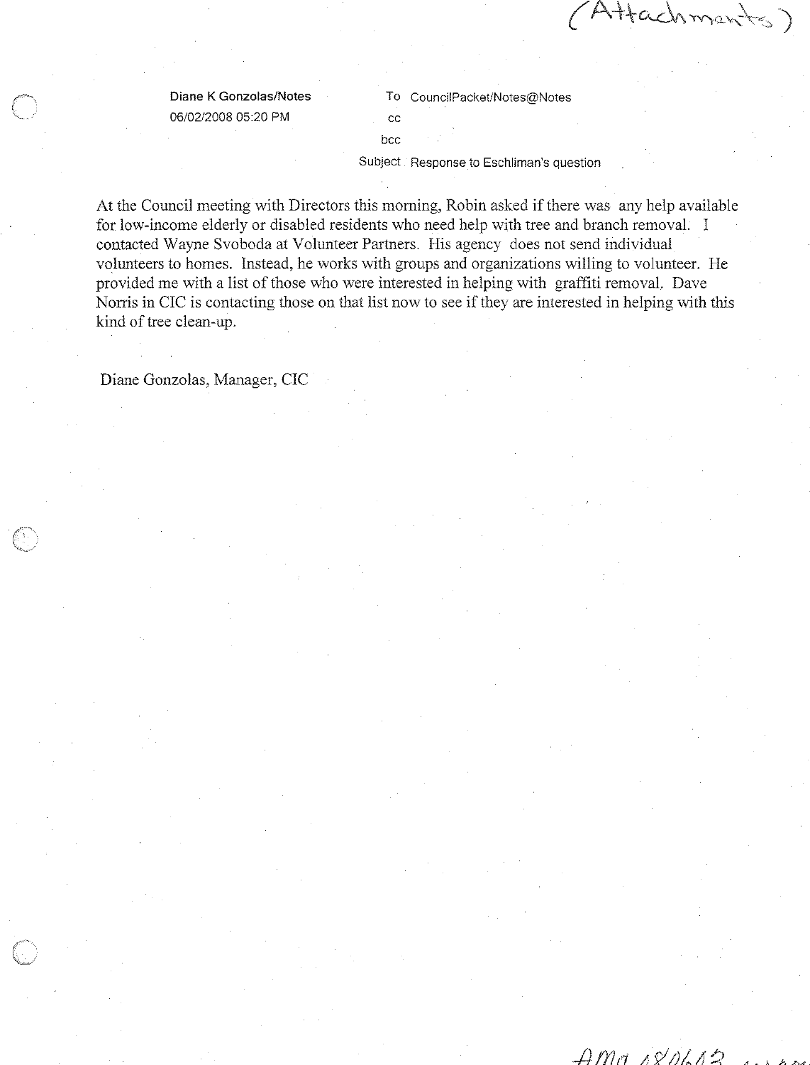(Attachments)

**Diane K Gonzolas/Notes**
06/02/2008 05:20 PM

To: CouncilPacket/Notes@Notes
cc:
bcc:
Subject: Response to Eschliman's question

At the Council meeting with Directors this morning, Robin asked if there was any help available for low-income elderly or disabled residents who need help with tree and branch removal. I contacted Wayne Svoboda at Volunteer Partners. His agency does not send individual volunteers to homes. Instead, he works with groups and organizations willing to volunteer. He provided me with a list of those who were interested in helping with graffiti removal. Dave Norris in CIC is contacting those on that list now to see if they are interested in helping with this kind of tree clean-up.

Diane Gonzolas, Manager, CIC

AMD 080602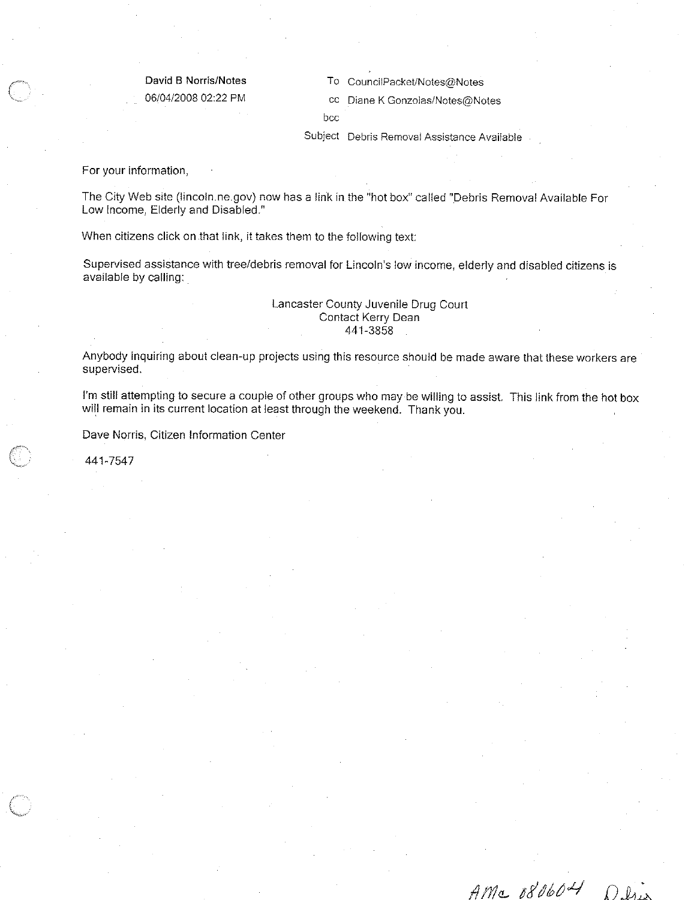**David B Norris/Notes**
06/04/2008 02:22 PM

To CouncilPacket/Notes@Notes
cc Diane K Gonzolas/Notes@Notes
bcc
Subject Debris Removal Assistance Available

For your information,

The City Web site (lincoln.ne.gov) now has a link in the "hot box" called "Debris Removal Available For Low Income, Elderly and Disabled."

When citizens click on that link, it takes them to the following text:

Supervised assistance with tree/debris removal for Lincoln's low income, elderly and disabled citizens is available by calling:

Lancaster County Juvenile Drug Court
Contact Kerry Dean
441-3858

Anybody inquiring about clean-up projects using this resource should be made aware that these workers are supervised.

I'm still attempting to secure a couple of other groups who may be willing to assist. This link from the hot box will remain in its current location at least through the weekend. Thank you.

Dave Norris, Citizen Information Center

441-7547

*AMa 080604 Debris*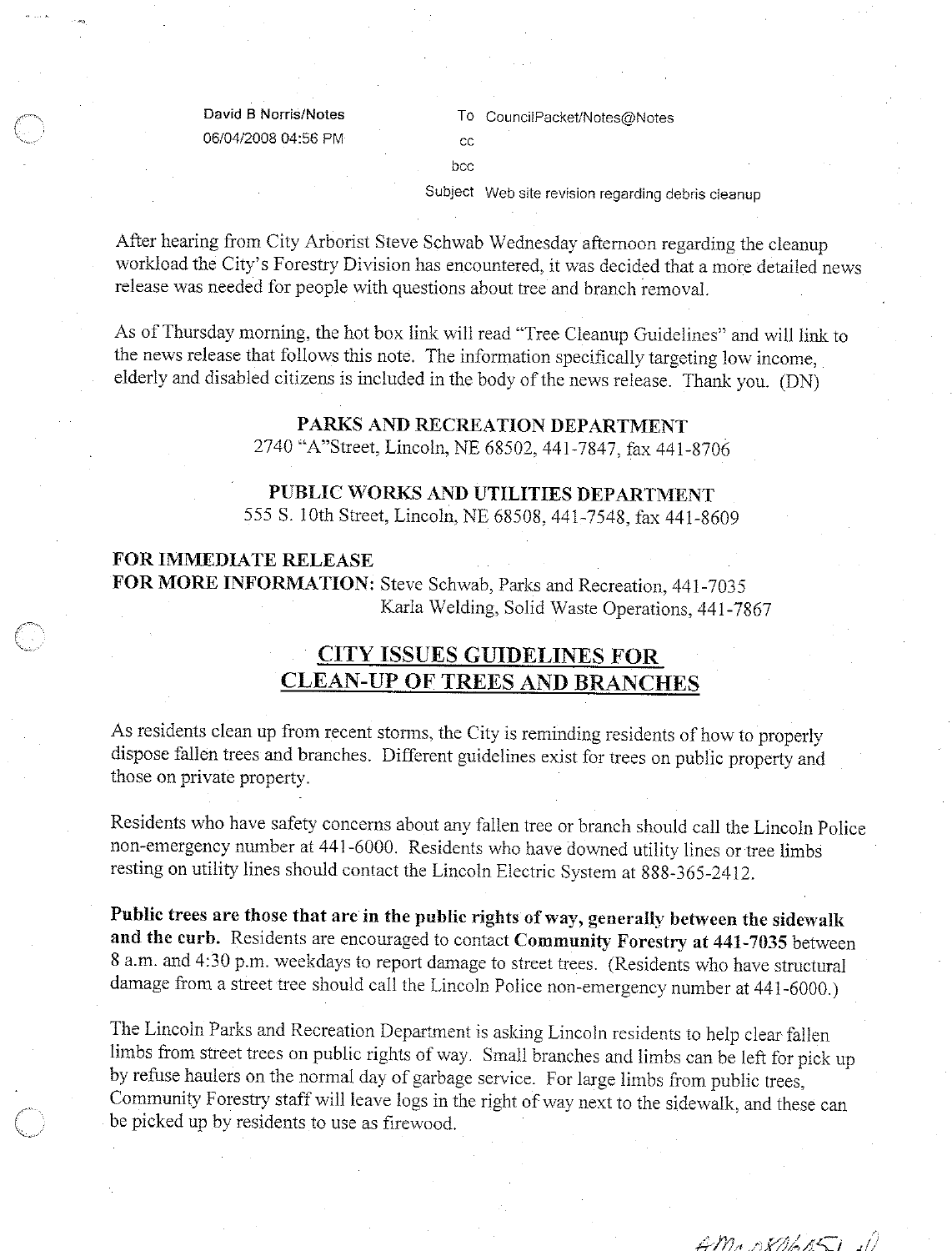David B Norris/Notes
06/04/2008 04:56 PM

To CouncilPacket/Notes@Notes
cc
bcc
Subject Web site revision regarding debris cleanup

After hearing from City Arborist Steve Schwab Wednesday afternoon regarding the cleanup workload the City's Forestry Division has encountered, it was decided that a more detailed news release was needed for people with questions about tree and branch removal.

As of Thursday morning, the hot box link will read "Tree Cleanup Guidelines" and will link to the news release that follows this note. The information specifically targeting low income, elderly and disabled citizens is included in the body of the news release. Thank you. (DN)

**PARKS AND RECREATION DEPARTMENT**
2740 "A"Street, Lincoln, NE 68502, 441-7847, fax 441-8706

**PUBLIC WORKS AND UTILITIES DEPARTMENT**
555 S. 10th Street, Lincoln, NE 68508, 441-7548, fax 441-8609

**FOR IMMEDIATE RELEASE**
**FOR MORE INFORMATION:** Steve Schwab, Parks and Recreation, 441-7035
Karla Welding, Solid Waste Operations, 441-7867

## CITY ISSUES GUIDELINES FOR CLEAN-UP OF TREES AND BRANCHES

As residents clean up from recent storms, the City is reminding residents of how to properly dispose fallen trees and branches. Different guidelines exist for trees on public property and those on private property.

Residents who have safety concerns about any fallen tree or branch should call the Lincoln Police non-emergency number at 441-6000. Residents who have downed utility lines or tree limbs resting on utility lines should contact the Lincoln Electric System at 888-365-2412.

**Public trees are those that are in the public rights of way, generally between the sidewalk and the curb.** Residents are encouraged to contact **Community Forestry at 441-7035** between 8 a.m. and 4:30 p.m. weekdays to report damage to street trees. (Residents who have structural damage from a street tree should call the Lincoln Police non-emergency number at 441-6000.)

The Lincoln Parks and Recreation Department is asking Lincoln residents to help clear fallen limbs from street trees on public rights of way. Small branches and limbs can be left for pick up by refuse haulers on the normal day of garbage service. For large limbs from public trees, Community Forestry staff will leave logs in the right of way next to the sidewalk, and these can be picked up by residents to use as firewood.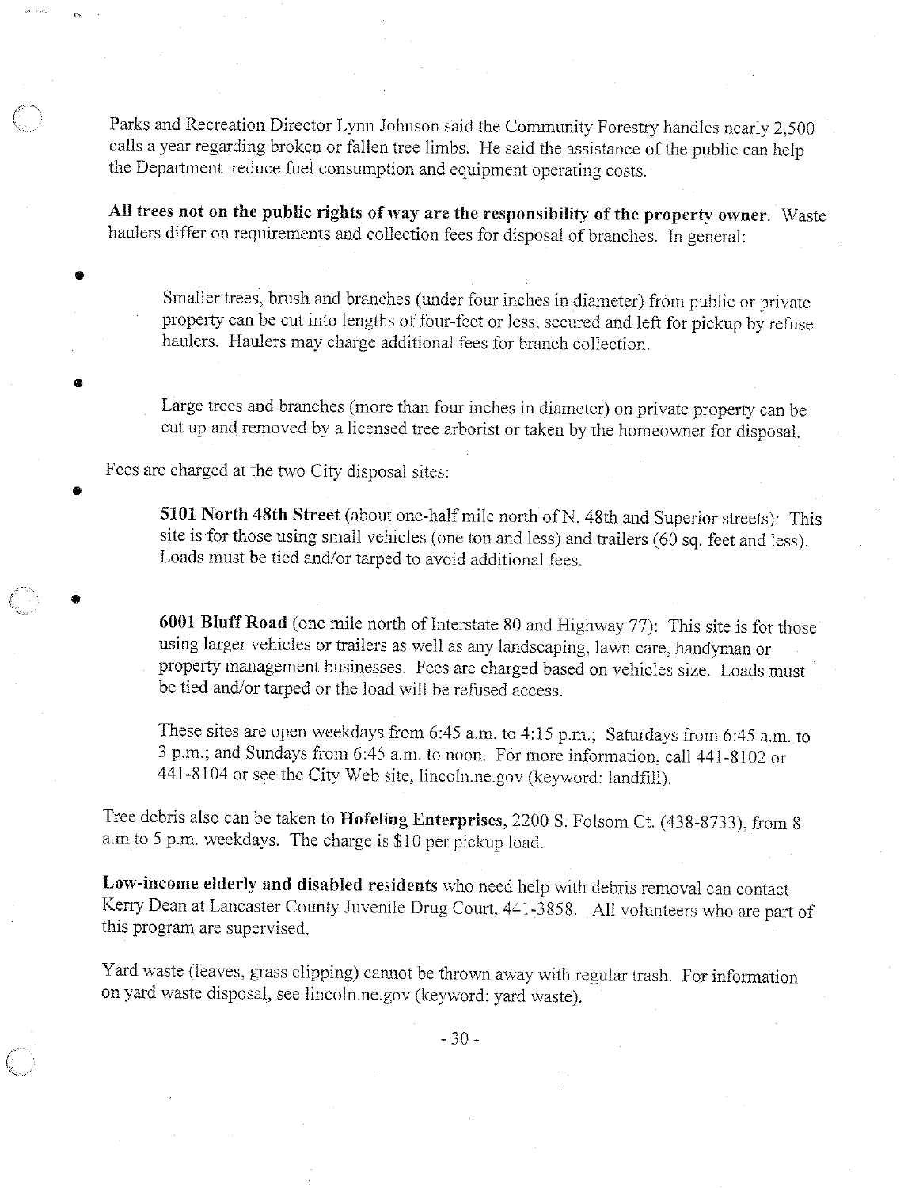Parks and Recreation Director Lynn Johnson said the Community Forestry handles nearly 2,500 calls a year regarding broken or fallen tree limbs. He said the assistance of the public can help the Department reduce fuel consumption and equipment operating costs.

**All trees not on the public rights of way are the responsibility of the property owner**. Waste haulers differ on requirements and collection fees for disposal of branches. In general:

- Smaller trees, brush and branches (under four inches in diameter) from public or private property can be cut into lengths of four-feet or less, secured and left for pickup by refuse haulers. Haulers may charge additional fees for branch collection.

- Large trees and branches (more than four inches in diameter) on private property can be cut up and removed by a licensed tree arborist or taken by the homeowner for disposal.

Fees are charged at the two City disposal sites:

- **5101 North 48th Street** (about one-half mile north of N. 48th and Superior streets): This site is for those using small vehicles (one ton and less) and trailers (60 sq. feet and less). Loads must be tied and/or tarped to avoid additional fees.

- **6001 Bluff Road** (one mile north of Interstate 80 and Highway 77): This site is for those using larger vehicles or trailers as well as any landscaping, lawn care, handyman or property management businesses. Fees are charged based on vehicles size. Loads must be tied and/or tarped or the load will be refused access.

  These sites are open weekdays from 6:45 a.m. to 4:15 p.m.; Saturdays from 6:45 a.m. to 3 p.m.; and Sundays from 6:45 a.m. to noon. For more information, call 441-8102 or 441-8104 or see the City Web site, lincoln.ne.gov (keyword: landfill).

Tree debris also can be taken to **Hofeling Enterprises**, 2200 S. Folsom Ct. (438-8733), from 8 a.m to 5 p.m. weekdays. The charge is $10 per pickup load.

**Low-income elderly and disabled residents** who need help with debris removal can contact Kerry Dean at Lancaster County Juvenile Drug Court, 441-3858. All volunteers who are part of this program are supervised.

Yard waste (leaves, grass clipping) cannot be thrown away with regular trash. For information on yard waste disposal, see lincoln.ne.gov (keyword: yard waste).